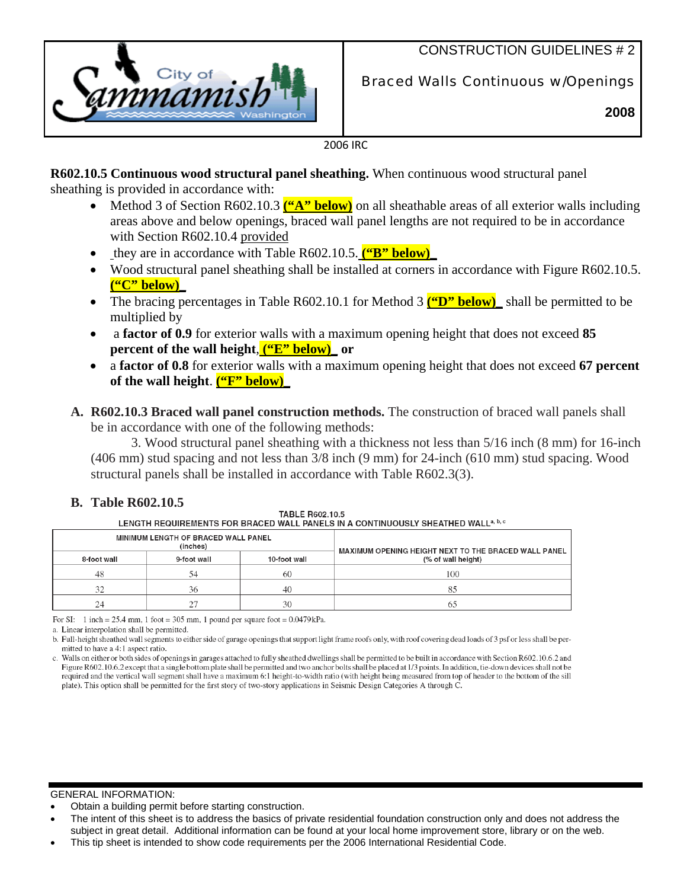City of Sammamish Washington

CONSTRUCTION GUIDELINES # 2

Braced Walls Continuous w/Openings

**2008**

2006 IRC

**R602.10.5 Continuous wood structural panel sheathing.** When continuous wood structural panel sheathing is provided in accordance with:

- Method 3 of Section R602.10.3 **("A" below)** on all sheathable areas of all exterior walls including areas above and below openings, braced wall panel lengths are not required to be in accordance with Section R602.10.4 provided
- they are in accordance with Table R602.10.5. **("B" below)**
- Wood structural panel sheathing shall be installed at corners in accordance with Figure R602.10.5. **("C" below)**
- The bracing percentages in Table R602.10.1 for Method 3 **("D" below)** shall be permitted to be multiplied by
- a **factor of 0.9** for exterior walls with a maximum opening height that does not exceed **85 percent of the wall height**, **("E" below) or**
- a **factor of 0.8** for exterior walls with a maximum opening height that does not exceed **67 percent of the wall height**. **("F" below)**

**A. R602.10.3 Braced wall panel construction methods.** The construction of braced wall panels shall be in accordance with one of the following methods:

3. Wood structural panel sheathing with a thickness not less than 5/16 inch (8 mm) for 16-inch (406 mm) stud spacing and not less than 3/8 inch (9 mm) for 24-inch (610 mm) stud spacing. Wood structural panels shall be installed in accordance with Table R602.3(3).

**B. Table R602.10.5**

TABLE R602.10.5
LENGTH REQUIREMENTS FOR BRACED WALL PANELS IN A CONTINUOUSLY SHEATHED WALL[a, b, c]

| MINIMUM LENGTH OF BRACED WALL PANEL (inches) | | | MAXIMUM OPENING HEIGHT NEXT TO THE BRACED WALL PANEL (% of wall height) |
|---|---|---|---|
| 8-foot wall | 9-foot wall | 10-foot wall | |
| 48 | 54 | 60 | 100 |
| 32 | 36 | 40 | 85 |
| 24 | 27 | 30 | 65 |

For SI: 1 inch = 25.4 mm, 1 foot = 305 mm, 1 pound per square foot = 0.0479 kPa.

a. Linear interpolation shall be permitted.

b. Full-height sheathed wall segments to either side of garage openings that support light frame roofs only, with roof covering dead loads of 3 psf or less shall be permitted to have a 4:1 aspect ratio.

c. Walls on either or both sides of openings in garages attached to fully sheathed dwellings shall be permitted to be built in accordance with Section R602.10.6.2 and Figure R602.10.6.2 except that a single bottom plate shall be permitted and two anchor bolts shall be placed at 1/3 points. In addition, tie-down devices shall not be required and the vertical wall segment shall have a maximum 6:1 height-to-width ratio (with height being measured from top of header to the bottom of the sill plate). This option shall be permitted for the first story of two-story applications in Seismic Design Categories A through C.

GENERAL INFORMATION:

- Obtain a building permit before starting construction.
- The intent of this sheet is to address the basics of private residential foundation construction only and does not address the subject in great detail. Additional information can be found at your local home improvement store, library or on the web.
- This tip sheet is intended to show code requirements per the 2006 International Residential Code.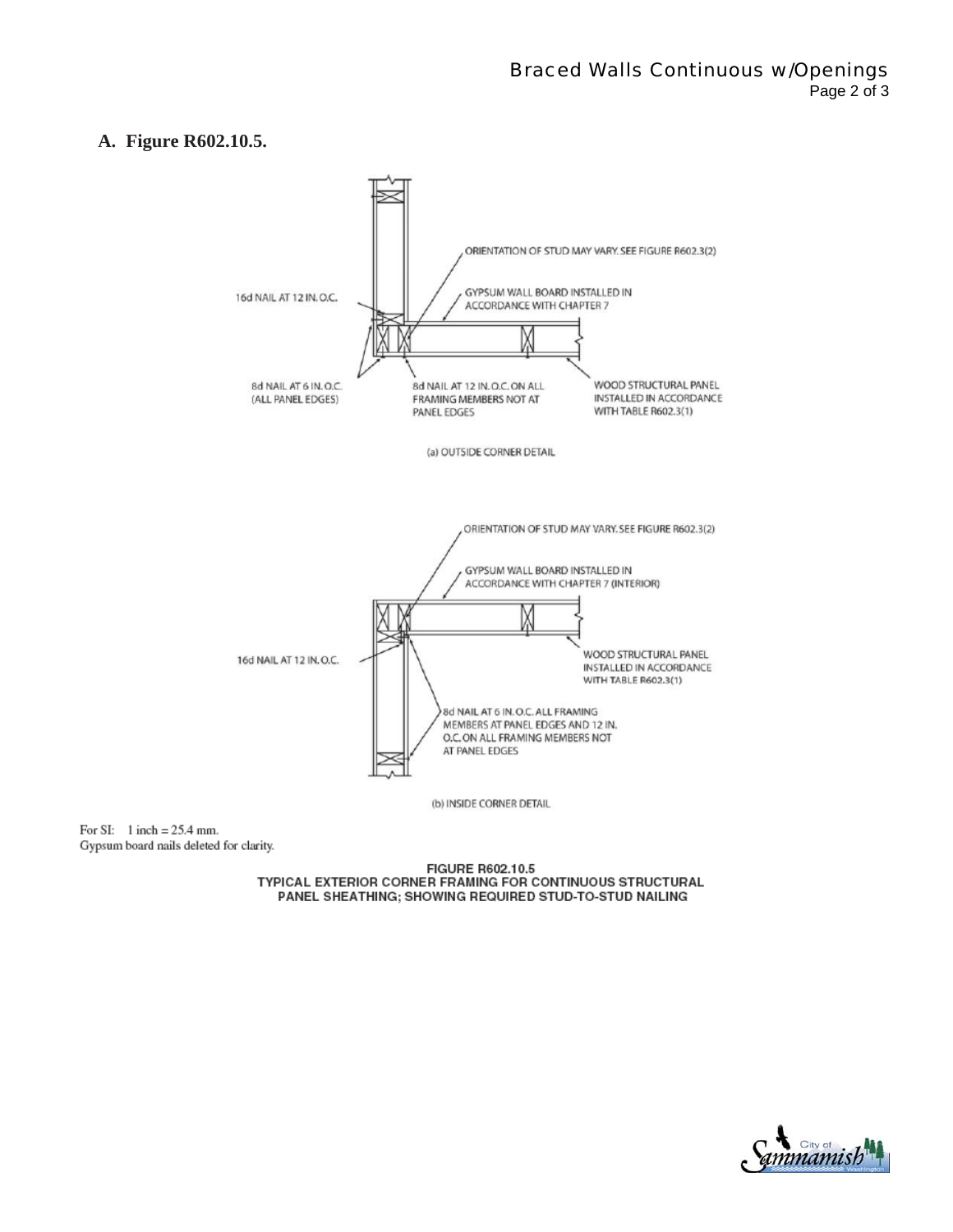## A. Figure R602.10.5.

ORIENTATION OF STUD MAY VARY. SEE FIGURE R602.3(2)

16d NAIL AT 12 IN. O.C.

GYPSUM WALL BOARD INSTALLED IN ACCORDANCE WITH CHAPTER 7

8d NAIL AT 6 IN. O.C. (ALL PANEL EDGES)

8d NAIL AT 12 IN. O.C. ON ALL FRAMING MEMBERS NOT AT PANEL EDGES

WOOD STRUCTURAL PANEL INSTALLED IN ACCORDANCE WITH TABLE R602.3(1)

(a) OUTSIDE CORNER DETAIL

ORIENTATION OF STUD MAY VARY. SEE FIGURE R602.3(2)

GYPSUM WALL BOARD INSTALLED IN ACCORDANCE WITH CHAPTER 7 (INTERIOR)

16d NAIL AT 12 IN. O.C.

WOOD STRUCTURAL PANEL INSTALLED IN ACCORDANCE WITH TABLE R602.3(1)

8d NAIL AT 6 IN. O.C. ALL FRAMING MEMBERS AT PANEL EDGES AND 12 IN. O.C. ON ALL FRAMING MEMBERS NOT AT PANEL EDGES

(b) INSIDE CORNER DETAIL

For SI: 1 inch = 25.4 mm.
Gypsum board nails deleted for clarity.

**FIGURE R602.10.5**
**TYPICAL EXTERIOR CORNER FRAMING FOR CONTINUOUS STRUCTURAL PANEL SHEATHING; SHOWING REQUIRED STUD-TO-STUD NAILING**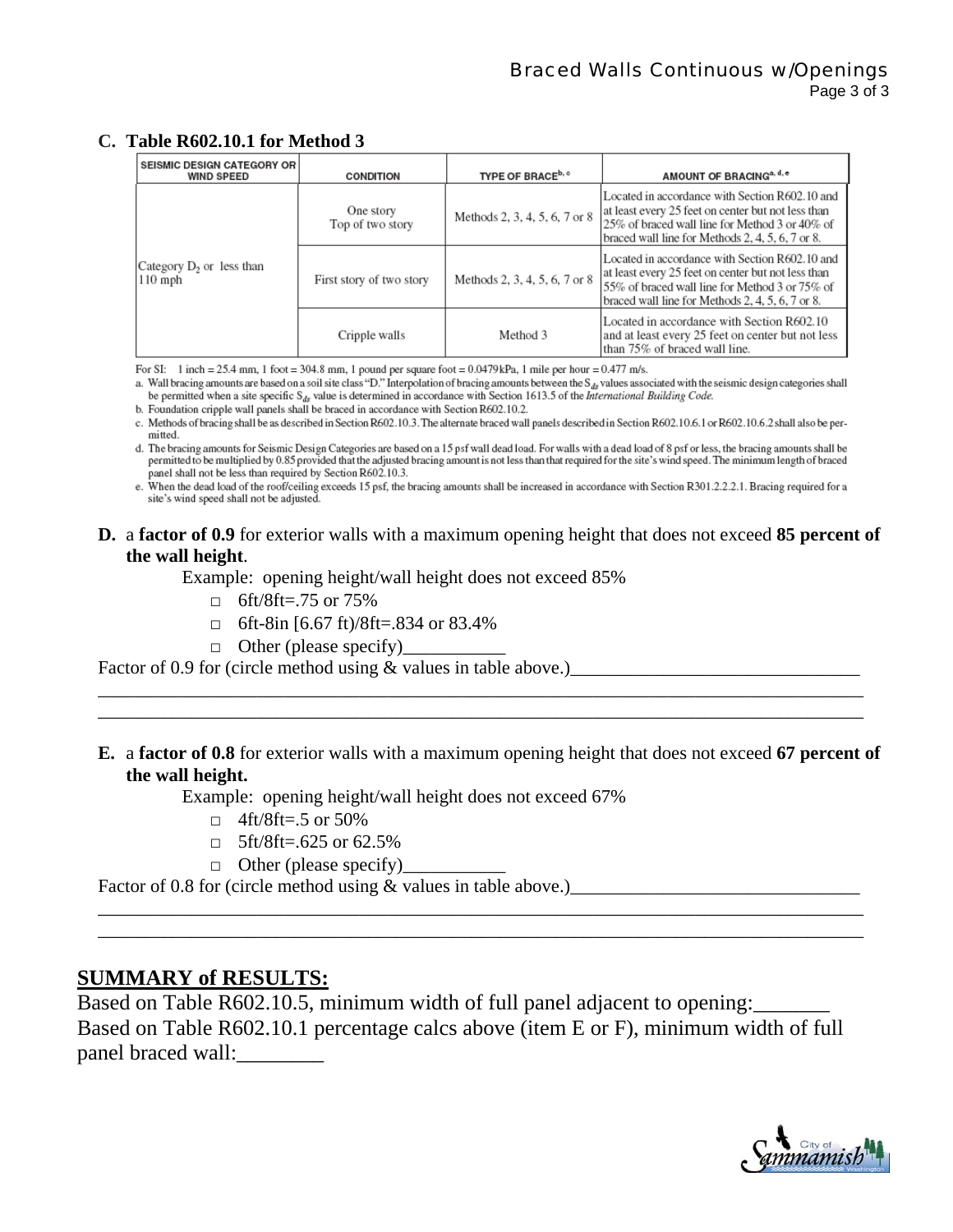**C. Table R602.10.1 for Method 3**

| SEISMIC DESIGN CATEGORY OR WIND SPEED | CONDITION | TYPE OF BRACE[b, c] | AMOUNT OF BRACING[a, d, e] |
|---|---|---|---|
| Category $D_2$ or less than 110 mph | One story<br>Top of two story | Methods 2, 3, 4, 5, 6, 7 or 8 | Located in accordance with Section R602.10 and at least every 25 feet on center but not less than 25% of braced wall line for Method 3 or 40% of braced wall line for Methods 2, 4, 5, 6, 7 or 8. |
| | First story of two story | Methods 2, 3, 4, 5, 6, 7 or 8 | Located in accordance with Section R602.10 and at least every 25 feet on center but not less than 55% of braced wall line for Method 3 or 75% of braced wall line for Methods 2, 4, 5, 6, 7 or 8. |
| | Cripple walls | Method 3 | Located in accordance with Section R602.10 and at least every 25 feet on center but not less than 75% of braced wall line. |

For SI: 1 inch = 25.4 mm, 1 foot = 304.8 mm, 1 pound per square foot = 0.0479kPa, 1 mile per hour = 0.477 m/s.

a. Wall bracing amounts are based on a soil site class "D." Interpolation of bracing amounts between the $S_{ds}$ values associated with the seismic design categories shall be permitted when a site specific $S_{ds}$ value is determined in accordance with Section 1613.5 of the *International Building Code*.

b. Foundation cripple wall panels shall be braced in accordance with Section R602.10.2.

c. Methods of bracing shall be as described in Section R602.10.3. The alternate braced wall panels described in Section R602.10.6.1 or R602.10.6.2 shall also be permitted.

d. The bracing amounts for Seismic Design Categories are based on a 15 psf wall dead load. For walls with a dead load of 8 psf or less, the bracing amounts shall be permitted to be multiplied by 0.85 provided that the adjusted bracing amount is not less than that required for the site's wind speed. The minimum length of braced panel shall not be less than required by Section R602.10.3.

e. When the dead load of the roof/ceiling exceeds 15 psf, the bracing amounts shall be increased in accordance with Section R301.2.2.2.1. Bracing required for a site's wind speed shall not be adjusted.

**D.** a **factor of 0.9** for exterior walls with a maximum opening height that does not exceed **85 percent of the wall height**.

Example: opening height/wall height does not exceed 85%

- □ 6ft/8ft=.75 or 75%
- □ 6ft-8in [6.67 ft)/8ft=.834 or 83.4%
- □ Other (please specify)___________

Factor of 0.9 for (circle method using & values in table above.)_______________________________

________________________________________________________________________________

________________________________________________________________________________

**E.** a **factor of 0.8** for exterior walls with a maximum opening height that does not exceed **67 percent of the wall height.**

Example: opening height/wall height does not exceed 67%

- □ 4ft/8ft=.5 or 50%
- □ 5ft/8ft=.625 or 62.5%
- □ Other (please specify)___________

Factor of 0.8 for (circle method using & values in table above.)_______________________________

________________________________________________________________________________

________________________________________________________________________________

## SUMMARY of RESULTS:

Based on Table R602.10.5, minimum width of full panel adjacent to opening:_______

Based on Table R602.10.1 percentage calcs above (item E or F), minimum width of full panel braced wall:________